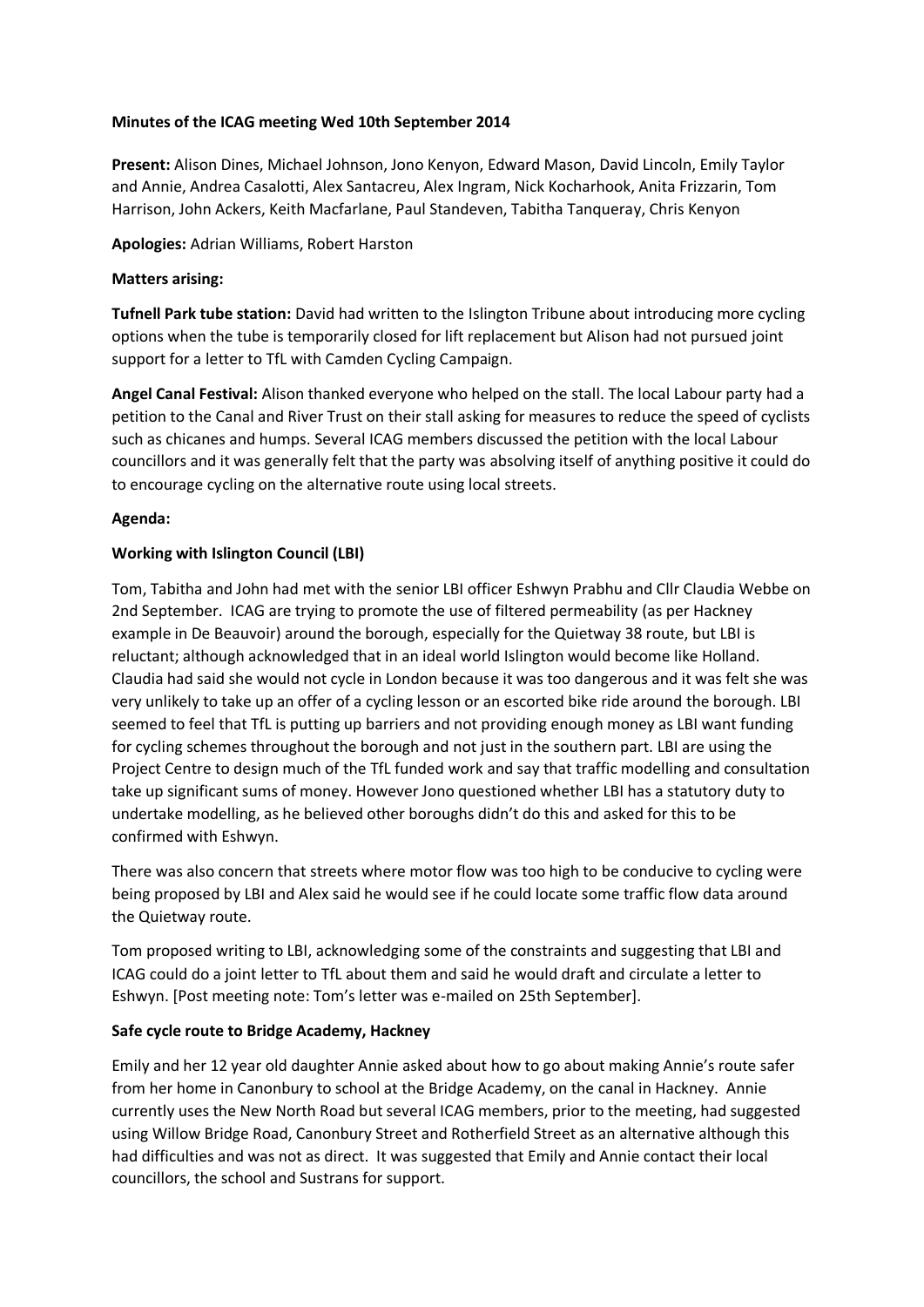**Minutes of the ICAG meeting Wed 10th September 2014**

**Present:** Alison Dines, Michael Johnson, Jono Kenyon, Edward Mason, David Lincoln, Emily Taylor and Annie, Andrea Casalotti, Alex Santacreu, Alex Ingram, Nick Kocharhook, Anita Frizzarin, Tom Harrison, John Ackers, Keith Macfarlane, Paul Standeven, Tabitha Tanqueray, Chris Kenyon

**Apologies:** Adrian Williams, Robert Harston

**Matters arising:**

**Tufnell Park tube station:** David had written to the Islington Tribune about introducing more cycling options when the tube is temporarily closed for lift replacement but Alison had not pursued joint support for a letter to TfL with Camden Cycling Campaign.

**Angel Canal Festival:** Alison thanked everyone who helped on the stall. The local Labour party had a petition to the Canal and River Trust on their stall asking for measures to reduce the speed of cyclists such as chicanes and humps. Several ICAG members discussed the petition with the local Labour councillors and it was generally felt that the party was absolving itself of anything positive it could do to encourage cycling on the alternative route using local streets.

**Agenda:**

**Working with Islington Council (LBI)**

Tom, Tabitha and John had met with the senior LBI officer Eshwyn Prabhu and Cllr Claudia Webbe on 2nd September. ICAG are trying to promote the use of filtered permeability (as per Hackney example in De Beauvoir) around the borough, especially for the Quietway 38 route, but LBI is reluctant; although acknowledged that in an ideal world Islington would become like Holland. Claudia had said she would not cycle in London because it was too dangerous and it was felt she was very unlikely to take up an offer of a cycling lesson or an escorted bike ride around the borough. LBI seemed to feel that TfL is putting up barriers and not providing enough money as LBI want funding for cycling schemes throughout the borough and not just in the southern part. LBI are using the Project Centre to design much of the TfL funded work and say that traffic modelling and consultation take up significant sums of money. However Jono questioned whether LBI has a statutory duty to undertake modelling, as he believed other boroughs didn't do this and asked for this to be confirmed with Eshwyn.

There was also concern that streets where motor flow was too high to be conducive to cycling were being proposed by LBI and Alex said he would see if he could locate some traffic flow data around the Quietway route.

Tom proposed writing to LBI, acknowledging some of the constraints and suggesting that LBI and ICAG could do a joint letter to TfL about them and said he would draft and circulate a letter to Eshwyn. [Post meeting note: Tom's letter was e-mailed on 25th September].

**Safe cycle route to Bridge Academy, Hackney**

Emily and her 12 year old daughter Annie asked about how to go about making Annie's route safer from her home in Canonbury to school at the Bridge Academy, on the canal in Hackney. Annie currently uses the New North Road but several ICAG members, prior to the meeting, had suggested using Willow Bridge Road, Canonbury Street and Rotherfield Street as an alternative although this had difficulties and was not as direct. It was suggested that Emily and Annie contact their local councillors, the school and Sustrans for support.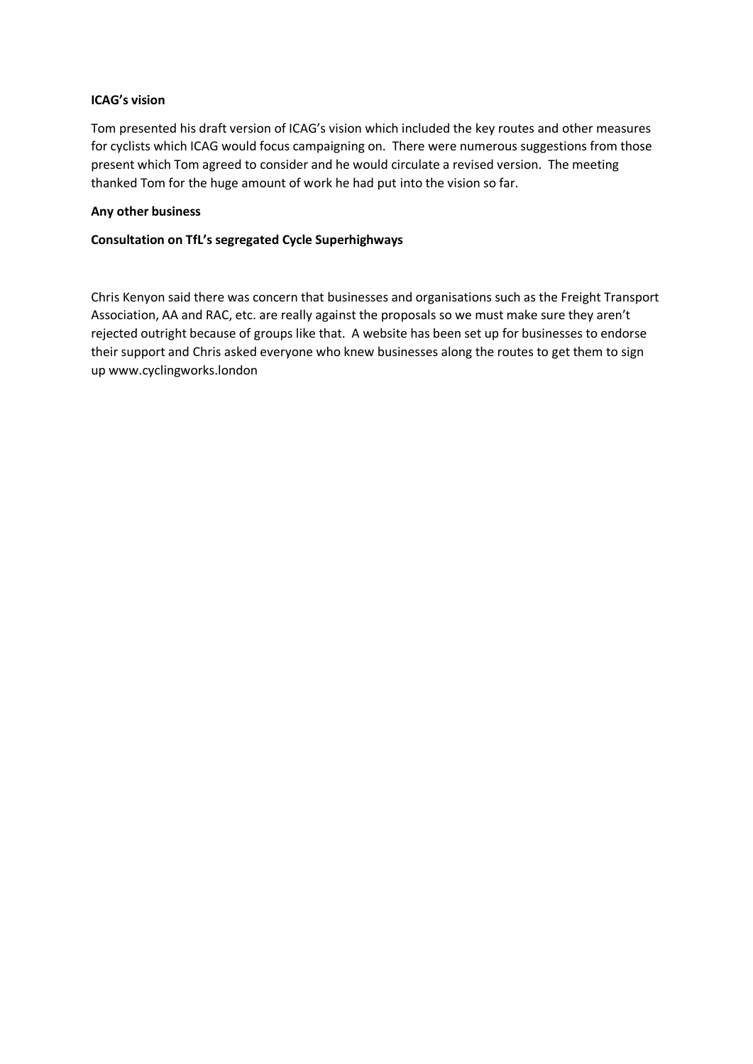**ICAG's vision**

Tom presented his draft version of ICAG's vision which included the key routes and other measures for cyclists which ICAG would focus campaigning on. There were numerous suggestions from those present which Tom agreed to consider and he would circulate a revised version. The meeting thanked Tom for the huge amount of work he had put into the vision so far.

**Any other business**

**Consultation on TfL's segregated Cycle Superhighways**

Chris Kenyon said there was concern that businesses and organisations such as the Freight Transport Association, AA and RAC, etc. are really against the proposals so we must make sure they aren't rejected outright because of groups like that. A website has been set up for businesses to endorse their support and Chris asked everyone who knew businesses along the routes to get them to sign up www.cyclingworks.london